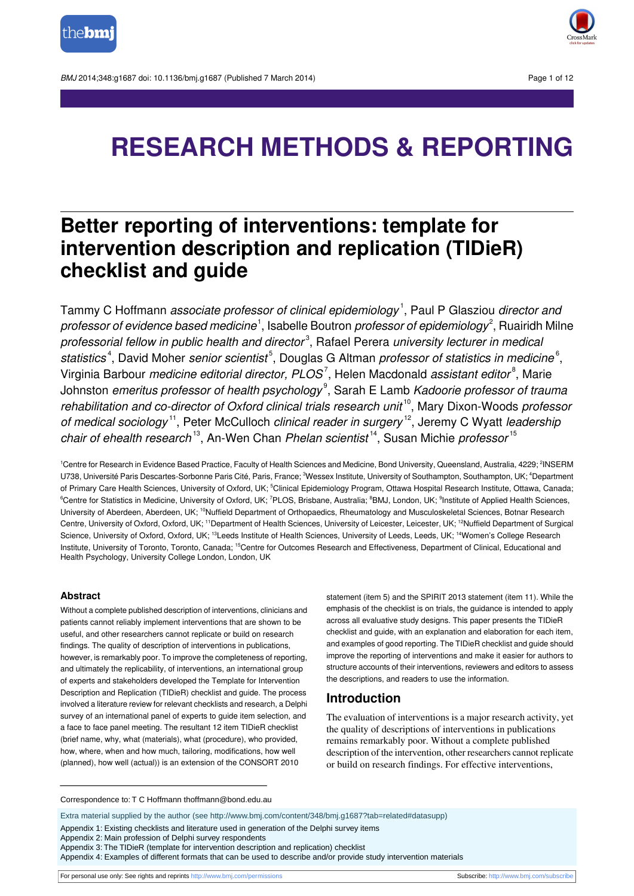# RESEARCH METHODS & REPORTING

## Better reporting of interventions: template for intervention description and replication (TIDieR) checklist and guide

Tammy C Hoffmann *associate professor of clinical epidemiology*[1], Paul P Glasziou *director and professor of evidence based medicine*[1], Isabelle Boutron *professor of epidemiology*[2], Ruairidh Milne *professorial fellow in public health and director*[3], Rafael Perera *university lecturer in medical statistics*[4], David Moher *senior scientist*[5], Douglas G Altman *professor of statistics in medicine*[6], Virginia Barbour *medicine editorial director, PLOS*[7], Helen Macdonald *assistant editor*[8], Marie Johnston *emeritus professor of health psychology*[9], Sarah E Lamb *Kadoorie professor of trauma rehabilitation and co-director of Oxford clinical trials research unit*[10], Mary Dixon-Woods *professor of medical sociology*[11], Peter McCulloch *clinical reader in surgery*[12], Jeremy C Wyatt *leadership chair of ehealth research*[13], An-Wen Chan *Phelan scientist*[14], Susan Michie *professor*[15]

[1]Centre for Research in Evidence Based Practice, Faculty of Health Sciences and Medicine, Bond University, Queensland, Australia, 4229; [2]INSERM U738, Université Paris Descartes-Sorbonne Paris Cité, Paris, France; [3]Wessex Institute, University of Southampton, Southampton, UK; [4]Department of Primary Care Health Sciences, University of Oxford, UK; [5]Clinical Epidemiology Program, Ottawa Hospital Research Institute, Ottawa, Canada; [6]Centre for Statistics in Medicine, University of Oxford, UK; [7]PLOS, Brisbane, Australia; [8]BMJ, London, UK; [9]Institute of Applied Health Sciences, University of Aberdeen, Aberdeen, UK; [10]Nuffield Department of Orthopaedics, Rheumatology and Musculoskeletal Sciences, Botnar Research Centre, University of Oxford, Oxford, UK; [11]Department of Health Sciences, University of Leicester, Leicester, UK; [12]Nuffield Department of Surgical Science, University of Oxford, Oxford, UK; [13]Leeds Institute of Health Sciences, University of Leeds, Leeds, UK; [14]Women's College Research Institute, University of Toronto, Toronto, Canada; [15]Centre for Outcomes Research and Effectiveness, Department of Clinical, Educational and Health Psychology, University College London, London, UK

### Abstract

Without a complete published description of interventions, clinicians and patients cannot reliably implement interventions that are shown to be useful, and other researchers cannot replicate or build on research findings. The quality of description of interventions in publications, however, is remarkably poor. To improve the completeness of reporting, and ultimately the replicability, of interventions, an international group of experts and stakeholders developed the Template for Intervention Description and Replication (TIDieR) checklist and guide. The process involved a literature review for relevant checklists and research, a Delphi survey of an international panel of experts to guide item selection, and a face to face panel meeting. The resultant 12 item TIDieR checklist (brief name, why, what (materials), what (procedure), who provided, how, where, when and how much, tailoring, modifications, how well (planned), how well (actual)) is an extension of the CONSORT 2010 statement (item 5) and the SPIRIT 2013 statement (item 11). While the emphasis of the checklist is on trials, the guidance is intended to apply across all evaluative study designs. This paper presents the TIDieR checklist and guide, with an explanation and elaboration for each item, and examples of good reporting. The TIDieR checklist and guide should improve the reporting of interventions and make it easier for authors to structure accounts of their interventions, reviewers and editors to assess the descriptions, and readers to use the information.

## Introduction

The evaluation of interventions is a major research activity, yet the quality of descriptions of interventions in publications remains remarkably poor. Without a complete published description of the intervention, other researchers cannot replicate or build on research findings. For effective interventions,

Correspondence to: T C Hoffmann thoffmann@bond.edu.au

Extra material supplied by the author (see http://www.bmj.com/content/348/bmj.g1687?tab=related#datasupp)

Appendix 1: Existing checklists and literature used in generation of the Delphi survey items

Appendix 2: Main profession of Delphi survey respondents

Appendix 3: The TIDieR (template for intervention description and replication) checklist

Appendix 4: Examples of different formats that can be used to describe and/or provide study intervention materials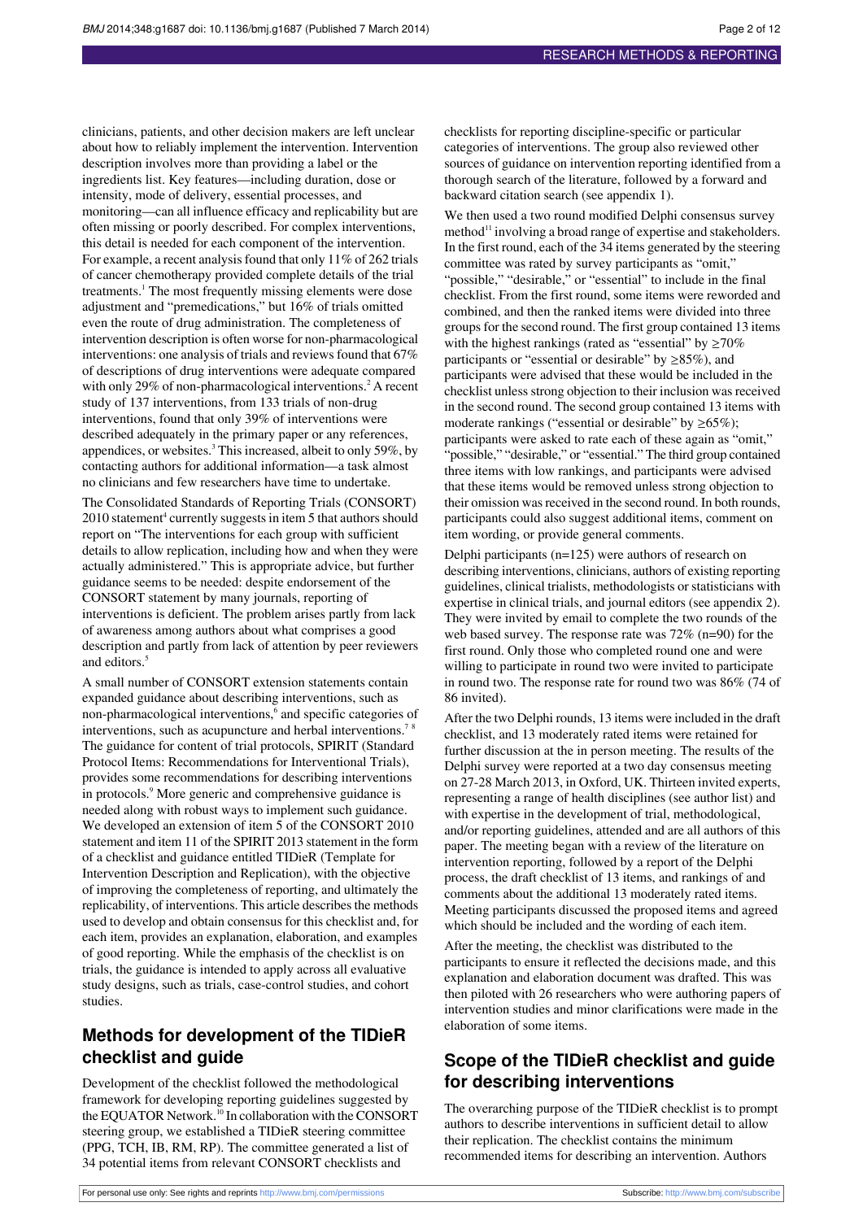clinicians, patients, and other decision makers are left unclear about how to reliably implement the intervention. Intervention description involves more than providing a label or the ingredients list. Key features—including duration, dose or intensity, mode of delivery, essential processes, and monitoring—can all influence efficacy and replicability but are often missing or poorly described. For complex interventions, this detail is needed for each component of the intervention. For example, a recent analysis found that only 11% of 262 trials of cancer chemotherapy provided complete details of the trial treatments.[1] The most frequently missing elements were dose adjustment and "premedications," but 16% of trials omitted even the route of drug administration. The completeness of intervention description is often worse for non-pharmacological interventions: one analysis of trials and reviews found that 67% of descriptions of drug interventions were adequate compared with only 29% of non-pharmacological interventions.[2] A recent study of 137 interventions, from 133 trials of non-drug interventions, found that only 39% of interventions were described adequately in the primary paper or any references, appendices, or websites.[3] This increased, albeit to only 59%, by contacting authors for additional information—a task almost no clinicians and few researchers have time to undertake.

The Consolidated Standards of Reporting Trials (CONSORT) 2010 statement[4] currently suggests in item 5 that authors should report on "The interventions for each group with sufficient details to allow replication, including how and when they were actually administered." This is appropriate advice, but further guidance seems to be needed: despite endorsement of the CONSORT statement by many journals, reporting of interventions is deficient. The problem arises partly from lack of awareness among authors about what comprises a good description and partly from lack of attention by peer reviewers and editors.[5]

A small number of CONSORT extension statements contain expanded guidance about describing interventions, such as non-pharmacological interventions,[6] and specific categories of interventions, such as acupuncture and herbal interventions.[7,8] The guidance for content of trial protocols, SPIRIT (Standard Protocol Items: Recommendations for Interventional Trials), provides some recommendations for describing interventions in protocols.[9] More generic and comprehensive guidance is needed along with robust ways to implement such guidance. We developed an extension of item 5 of the CONSORT 2010 statement and item 11 of the SPIRIT 2013 statement in the form of a checklist and guidance entitled TIDieR (Template for Intervention Description and Replication), with the objective of improving the completeness of reporting, and ultimately the replicability, of interventions. This article describes the methods used to develop and obtain consensus for this checklist and, for each item, provides an explanation, elaboration, and examples of good reporting. While the emphasis of the checklist is on trials, the guidance is intended to apply across all evaluative study designs, such as trials, case-control studies, and cohort studies.

## Methods for development of the TIDieR checklist and guide

Development of the checklist followed the methodological framework for developing reporting guidelines suggested by the EQUATOR Network.[10] In collaboration with the CONSORT steering group, we established a TIDieR steering committee (PPG, TCH, IB, RM, RP). The committee generated a list of 34 potential items from relevant CONSORT checklists and checklists for reporting discipline-specific or particular categories of interventions. The group also reviewed other sources of guidance on intervention reporting identified from a thorough search of the literature, followed by a forward and backward citation search (see appendix 1).

We then used a two round modified Delphi consensus survey method[11] involving a broad range of expertise and stakeholders. In the first round, each of the 34 items generated by the steering committee was rated by survey participants as "omit," "possible," "desirable," or "essential" to include in the final checklist. From the first round, some items were reworded and combined, and then the ranked items were divided into three groups for the second round. The first group contained 13 items with the highest rankings (rated as "essential" by ≥70% participants or "essential or desirable" by ≥85%), and participants were advised that these would be included in the checklist unless strong objection to their inclusion was received in the second round. The second group contained 13 items with moderate rankings ("essential or desirable" by ≥65%); participants were asked to rate each of these again as "omit," "possible," "desirable," or "essential." The third group contained three items with low rankings, and participants were advised that these items would be removed unless strong objection to their omission was received in the second round. In both rounds, participants could also suggest additional items, comment on item wording, or provide general comments.

Delphi participants (n=125) were authors of research on describing interventions, clinicians, authors of existing reporting guidelines, clinical trialists, methodologists or statisticians with expertise in clinical trials, and journal editors (see appendix 2). They were invited by email to complete the two rounds of the web based survey. The response rate was 72% (n=90) for the first round. Only those who completed round one and were willing to participate in round two were invited to participate in round two. The response rate for round two was 86% (74 of 86 invited).

After the two Delphi rounds, 13 items were included in the draft checklist, and 13 moderately rated items were retained for further discussion at the in person meeting. The results of the Delphi survey were reported at a two day consensus meeting on 27-28 March 2013, in Oxford, UK. Thirteen invited experts, representing a range of health disciplines (see author list) and with expertise in the development of trial, methodological, and/or reporting guidelines, attended and are all authors of this paper. The meeting began with a review of the literature on intervention reporting, followed by a report of the Delphi process, the draft checklist of 13 items, and rankings of and comments about the additional 13 moderately rated items. Meeting participants discussed the proposed items and agreed which should be included and the wording of each item.

After the meeting, the checklist was distributed to the participants to ensure it reflected the decisions made, and this explanation and elaboration document was drafted. This was then piloted with 26 researchers who were authoring papers of intervention studies and minor clarifications were made in the elaboration of some items.

## Scope of the TIDieR checklist and guide for describing interventions

The overarching purpose of the TIDieR checklist is to prompt authors to describe interventions in sufficient detail to allow their replication. The checklist contains the minimum recommended items for describing an intervention. Authors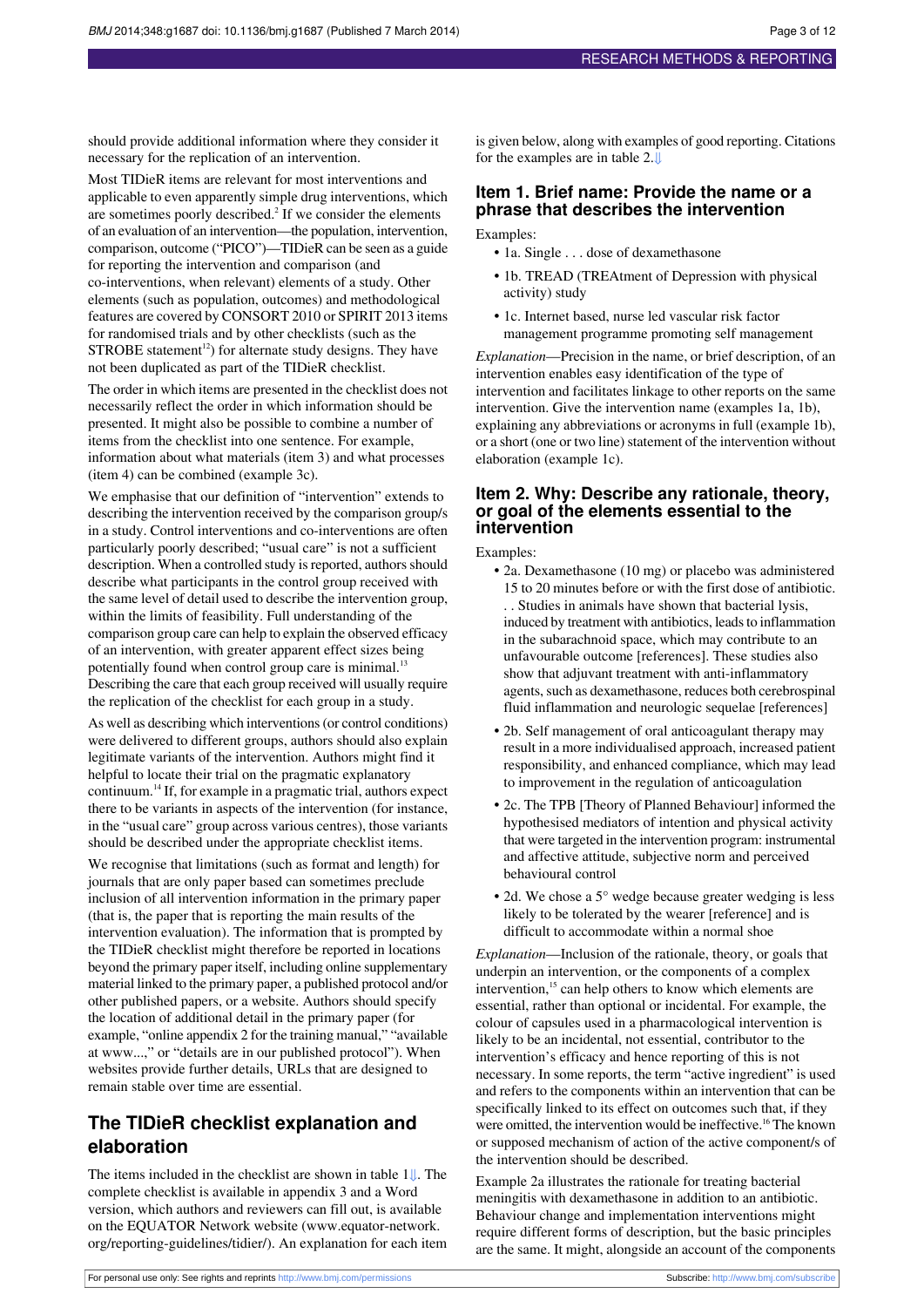should provide additional information where they consider it necessary for the replication of an intervention.

Most TIDieR items are relevant for most interventions and applicable to even apparently simple drug interventions, which are sometimes poorly described.[2] If we consider the elements of an evaluation of an intervention—the population, intervention, comparison, outcome ("PICO")—TIDieR can be seen as a guide for reporting the intervention and comparison (and co-interventions, when relevant) elements of a study. Other elements (such as population, outcomes) and methodological features are covered by CONSORT 2010 or SPIRIT 2013 items for randomised trials and by other checklists (such as the STROBE statement[12]) for alternate study designs. They have not been duplicated as part of the TIDieR checklist.

The order in which items are presented in the checklist does not necessarily reflect the order in which information should be presented. It might also be possible to combine a number of items from the checklist into one sentence. For example, information about what materials (item 3) and what processes (item 4) can be combined (example 3c).

We emphasise that our definition of "intervention" extends to describing the intervention received by the comparison group/s in a study. Control interventions and co-interventions are often particularly poorly described; "usual care" is not a sufficient description. When a controlled study is reported, authors should describe what participants in the control group received with the same level of detail used to describe the intervention group, within the limits of feasibility. Full understanding of the comparison group care can help to explain the observed efficacy of an intervention, with greater apparent effect sizes being potentially found when control group care is minimal.[13] Describing the care that each group received will usually require the replication of the checklist for each group in a study.

As well as describing which interventions (or control conditions) were delivered to different groups, authors should also explain legitimate variants of the intervention. Authors might find it helpful to locate their trial on the pragmatic explanatory continuum.[14] If, for example in a pragmatic trial, authors expect there to be variants in aspects of the intervention (for instance, in the "usual care" group across various centres), those variants should be described under the appropriate checklist items.

We recognise that limitations (such as format and length) for journals that are only paper based can sometimes preclude inclusion of all intervention information in the primary paper (that is, the paper that is reporting the main results of the intervention evaluation). The information that is prompted by the TIDieR checklist might therefore be reported in locations beyond the primary paper itself, including online supplementary material linked to the primary paper, a published protocol and/or other published papers, or a website. Authors should specify the location of additional detail in the primary paper (for example, "online appendix 2 for the training manual," "available at www...," or "details are in our published protocol"). When websites provide further details, URLs that are designed to remain stable over time are essential.

## The TIDieR checklist explanation and elaboration

The items included in the checklist are shown in table 1⇓. The complete checklist is available in appendix 3 and a Word version, which authors and reviewers can fill out, is available on the EQUATOR Network website (www.equator-network.org/reporting-guidelines/tidier/). An explanation for each item is given below, along with examples of good reporting. Citations for the examples are in table 2.⇓

### Item 1. Brief name: Provide the name or a phrase that describes the intervention

Examples:

- 1a. Single . . . dose of dexamethasone
- 1b. TREAD (TREAtment of Depression with physical activity) study
- 1c. Internet based, nurse led vascular risk factor management programme promoting self management

*Explanation*—Precision in the name, or brief description, of an intervention enables easy identification of the type of intervention and facilitates linkage to other reports on the same intervention. Give the intervention name (examples 1a, 1b), explaining any abbreviations or acronyms in full (example 1b), or a short (one or two line) statement of the intervention without elaboration (example 1c).

### Item 2. Why: Describe any rationale, theory, or goal of the elements essential to the intervention

Examples:

- 2a. Dexamethasone (10 mg) or placebo was administered 15 to 20 minutes before or with the first dose of antibiotic. . . Studies in animals have shown that bacterial lysis, induced by treatment with antibiotics, leads to inflammation in the subarachnoid space, which may contribute to an unfavourable outcome [references]. These studies also show that adjuvant treatment with anti-inflammatory agents, such as dexamethasone, reduces both cerebrospinal fluid inflammation and neurologic sequelae [references]
- 2b. Self management of oral anticoagulant therapy may result in a more individualised approach, increased patient responsibility, and enhanced compliance, which may lead to improvement in the regulation of anticoagulation
- 2c. The TPB [Theory of Planned Behaviour] informed the hypothesised mediators of intention and physical activity that were targeted in the intervention program: instrumental and affective attitude, subjective norm and perceived behavioural control
- 2d. We chose a 5° wedge because greater wedging is less likely to be tolerated by the wearer [reference] and is difficult to accommodate within a normal shoe

*Explanation*—Inclusion of the rationale, theory, or goals that underpin an intervention, or the components of a complex intervention,[15] can help others to know which elements are essential, rather than optional or incidental. For example, the colour of capsules used in a pharmacological intervention is likely to be an incidental, not essential, contributor to the intervention's efficacy and hence reporting of this is not necessary. In some reports, the term "active ingredient" is used and refers to the components within an intervention that can be specifically linked to its effect on outcomes such that, if they were omitted, the intervention would be ineffective.[16] The known or supposed mechanism of action of the active component/s of the intervention should be described.

Example 2a illustrates the rationale for treating bacterial meningitis with dexamethasone in addition to an antibiotic. Behaviour change and implementation interventions might require different forms of description, but the basic principles are the same. It might, alongside an account of the components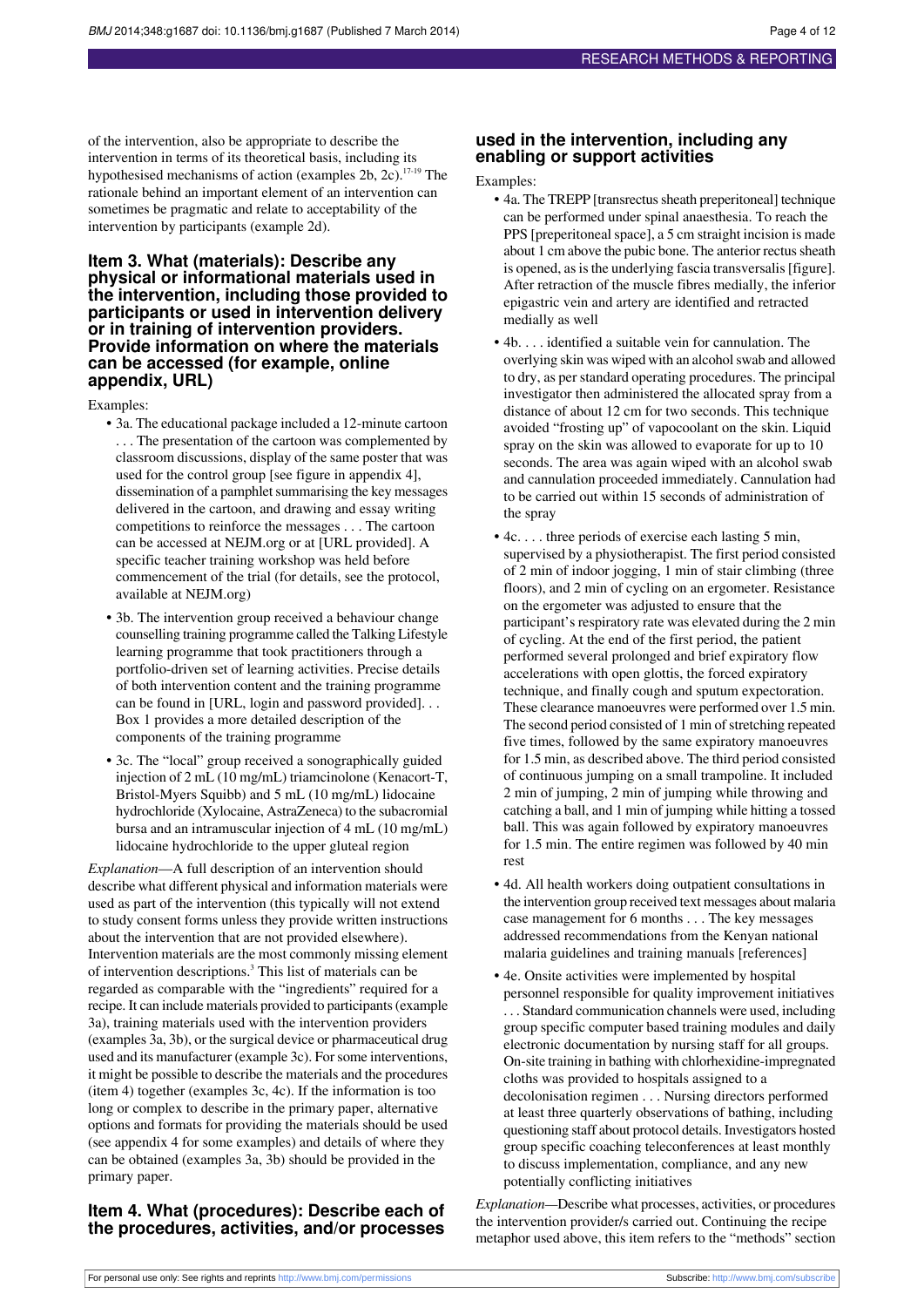of the intervention, also be appropriate to describe the intervention in terms of its theoretical basis, including its hypothesised mechanisms of action (examples 2b, 2c).[17-19] The rationale behind an important element of an intervention can sometimes be pragmatic and relate to acceptability of the intervention by participants (example 2d).

### Item 3. What (materials): Describe any physical or informational materials used in the intervention, including those provided to participants or used in intervention delivery or in training of intervention providers. Provide information on where the materials can be accessed (for example, online appendix, URL)

Examples:

- 3a. The educational package included a 12-minute cartoon . . . The presentation of the cartoon was complemented by classroom discussions, display of the same poster that was used for the control group [see figure in appendix 4], dissemination of a pamphlet summarising the key messages delivered in the cartoon, and drawing and essay writing competitions to reinforce the messages . . . The cartoon can be accessed at NEJM.org or at [URL provided]. A specific teacher training workshop was held before commencement of the trial (for details, see the protocol, available at NEJM.org)
- 3b. The intervention group received a behaviour change counselling training programme called the Talking Lifestyle learning programme that took practitioners through a portfolio-driven set of learning activities. Precise details of both intervention content and the training programme can be found in [URL, login and password provided]. . . Box 1 provides a more detailed description of the components of the training programme
- 3c. The "local" group received a sonographically guided injection of 2 mL (10 mg/mL) triamcinolone (Kenacort-T, Bristol-Myers Squibb) and 5 mL (10 mg/mL) lidocaine hydrochloride (Xylocaine, AstraZeneca) to the subacromial bursa and an intramuscular injection of 4 mL (10 mg/mL) lidocaine hydrochloride to the upper gluteal region

*Explanation*—A full description of an intervention should describe what different physical and information materials were used as part of the intervention (this typically will not extend to study consent forms unless they provide written instructions about the intervention that are not provided elsewhere). Intervention materials are the most commonly missing element of intervention descriptions.[3] This list of materials can be regarded as comparable with the "ingredients" required for a recipe. It can include materials provided to participants (example 3a), training materials used with the intervention providers (examples 3a, 3b), or the surgical device or pharmaceutical drug used and its manufacturer (example 3c). For some interventions, it might be possible to describe the materials and the procedures (item 4) together (examples 3c, 4c). If the information is too long or complex to describe in the primary paper, alternative options and formats for providing the materials should be used (see appendix 4 for some examples) and details of where they can be obtained (examples 3a, 3b) should be provided in the primary paper.

### Item 4. What (procedures): Describe each of the procedures, activities, and/or processes used in the intervention, including any enabling or support activities

Examples:

- 4a. The TREPP [transrectus sheath preperitoneal] technique can be performed under spinal anaesthesia. To reach the PPS [preperitoneal space], a 5 cm straight incision is made about 1 cm above the pubic bone. The anterior rectus sheath is opened, as is the underlying fascia transversalis [figure]. After retraction of the muscle fibres medially, the inferior epigastric vein and artery are identified and retracted medially as well
- 4b. . . . identified a suitable vein for cannulation. The overlying skin was wiped with an alcohol swab and allowed to dry, as per standard operating procedures. The principal investigator then administered the allocated spray from a distance of about 12 cm for two seconds. This technique avoided "frosting up" of vapocoolant on the skin. Liquid spray on the skin was allowed to evaporate for up to 10 seconds. The area was again wiped with an alcohol swab and cannulation proceeded immediately. Cannulation had to be carried out within 15 seconds of administration of the spray
- 4c. . . . three periods of exercise each lasting 5 min, supervised by a physiotherapist. The first period consisted of 2 min of indoor jogging, 1 min of stair climbing (three floors), and 2 min of cycling on an ergometer. Resistance on the ergometer was adjusted to ensure that the participant's respiratory rate was elevated during the 2 min of cycling. At the end of the first period, the patient performed several prolonged and brief expiratory flow accelerations with open glottis, the forced expiratory technique, and finally cough and sputum expectoration. These clearance manoeuvres were performed over 1.5 min. The second period consisted of 1 min of stretching repeated five times, followed by the same expiratory manoeuvres for 1.5 min, as described above. The third period consisted of continuous jumping on a small trampoline. It included 2 min of jumping, 2 min of jumping while throwing and catching a ball, and 1 min of jumping while hitting a tossed ball. This was again followed by expiratory manoeuvres for 1.5 min. The entire regimen was followed by 40 min rest
- 4d. All health workers doing outpatient consultations in the intervention group received text messages about malaria case management for 6 months . . . The key messages addressed recommendations from the Kenyan national malaria guidelines and training manuals [references]
- 4e. Onsite activities were implemented by hospital personnel responsible for quality improvement initiatives . . . Standard communication channels were used, including group specific computer based training modules and daily electronic documentation by nursing staff for all groups. On-site training in bathing with chlorhexidine-impregnated cloths was provided to hospitals assigned to a decolonisation regimen . . . Nursing directors performed at least three quarterly observations of bathing, including questioning staff about protocol details. Investigators hosted group specific coaching teleconferences at least monthly to discuss implementation, compliance, and any new potentially conflicting initiatives

*Explanation*—Describe what processes, activities, or procedures the intervention provider/s carried out. Continuing the recipe metaphor used above, this item refers to the "methods" section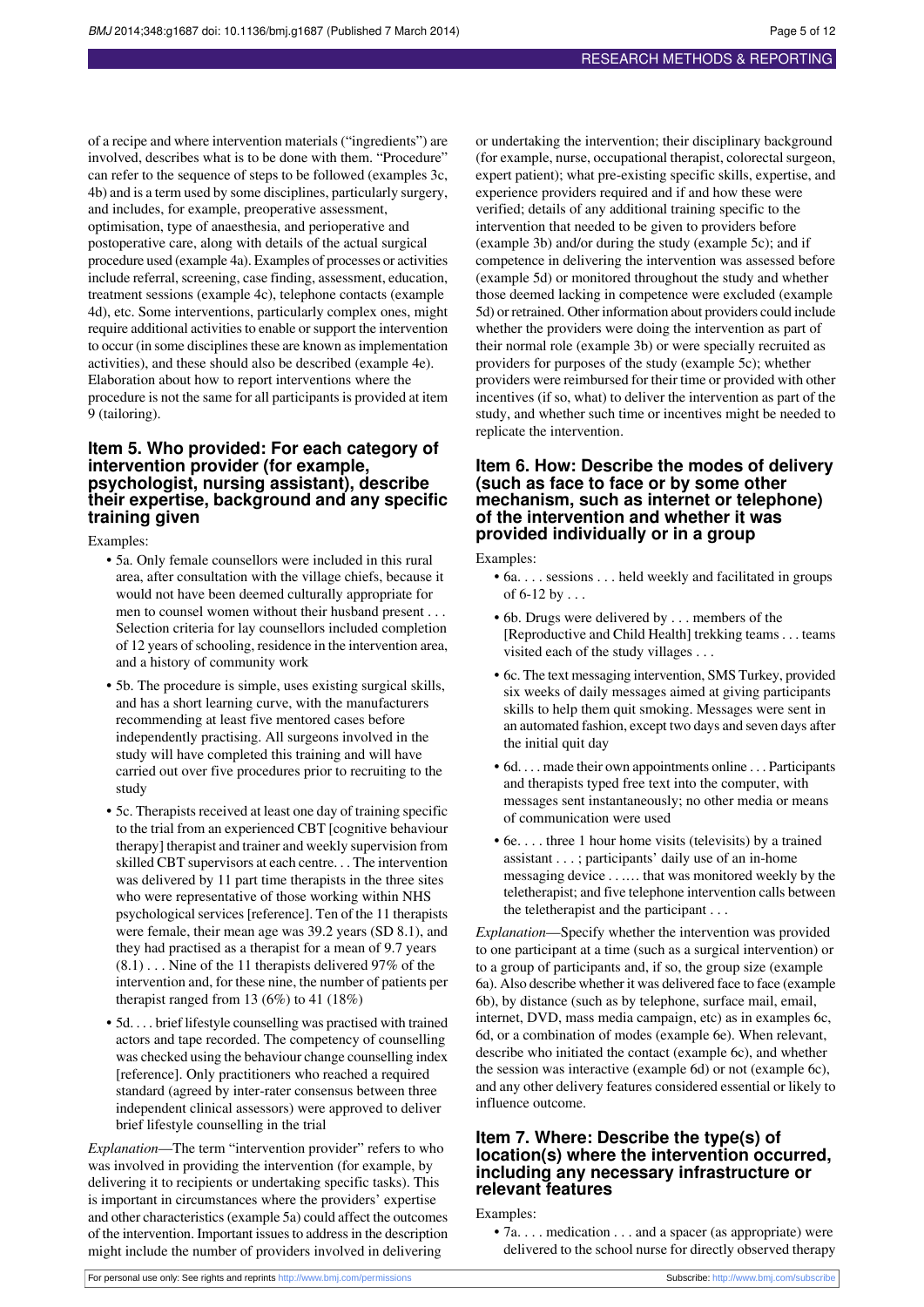of a recipe and where intervention materials ("ingredients") are involved, describes what is to be done with them. "Procedure" can refer to the sequence of steps to be followed (examples 3c, 4b) and is a term used by some disciplines, particularly surgery, and includes, for example, preoperative assessment, optimisation, type of anaesthesia, and perioperative and postoperative care, along with details of the actual surgical procedure used (example 4a). Examples of processes or activities include referral, screening, case finding, assessment, education, treatment sessions (example 4c), telephone contacts (example 4d), etc. Some interventions, particularly complex ones, might require additional activities to enable or support the intervention to occur (in some disciplines these are known as implementation activities), and these should also be described (example 4e). Elaboration about how to report interventions where the procedure is not the same for all participants is provided at item 9 (tailoring).

### Item 5. Who provided: For each category of intervention provider (for example, psychologist, nursing assistant), describe their expertise, background and any specific training given

Examples:

- 5a. Only female counsellors were included in this rural area, after consultation with the village chiefs, because it would not have been deemed culturally appropriate for men to counsel women without their husband present . . . Selection criteria for lay counsellors included completion of 12 years of schooling, residence in the intervention area, and a history of community work
- 5b. The procedure is simple, uses existing surgical skills, and has a short learning curve, with the manufacturers recommending at least five mentored cases before independently practising. All surgeons involved in the study will have completed this training and will have carried out over five procedures prior to recruiting to the study
- 5c. Therapists received at least one day of training specific to the trial from an experienced CBT [cognitive behaviour therapy] therapist and trainer and weekly supervision from skilled CBT supervisors at each centre. . . The intervention was delivered by 11 part time therapists in the three sites who were representative of those working within NHS psychological services [reference]. Ten of the 11 therapists were female, their mean age was 39.2 years (SD 8.1), and they had practised as a therapist for a mean of 9.7 years (8.1) . . . Nine of the 11 therapists delivered 97% of the intervention and, for these nine, the number of patients per therapist ranged from 13 (6%) to 41 (18%)
- 5d. . . . brief lifestyle counselling was practised with trained actors and tape recorded. The competency of counselling was checked using the behaviour change counselling index [reference]. Only practitioners who reached a required standard (agreed by inter-rater consensus between three independent clinical assessors) were approved to deliver brief lifestyle counselling in the trial

*Explanation*—The term "intervention provider" refers to who was involved in providing the intervention (for example, by delivering it to recipients or undertaking specific tasks). This is important in circumstances where the providers' expertise and other characteristics (example 5a) could affect the outcomes of the intervention. Important issues to address in the description might include the number of providers involved in delivering or undertaking the intervention; their disciplinary background (for example, nurse, occupational therapist, colorectal surgeon, expert patient); what pre-existing specific skills, expertise, and experience providers required and if and how these were verified; details of any additional training specific to the intervention that needed to be given to providers before (example 3b) and/or during the study (example 5c); and if competence in delivering the intervention was assessed before (example 5d) or monitored throughout the study and whether those deemed lacking in competence were excluded (example 5d) or retrained. Other information about providers could include whether the providers were doing the intervention as part of their normal role (example 3b) or were specially recruited as providers for purposes of the study (example 5c); whether providers were reimbursed for their time or provided with other incentives (if so, what) to deliver the intervention as part of the study, and whether such time or incentives might be needed to replicate the intervention.

### Item 6. How: Describe the modes of delivery (such as face to face or by some other mechanism, such as internet or telephone) of the intervention and whether it was provided individually or in a group

Examples:

- 6a. . . . sessions . . . held weekly and facilitated in groups of 6-12 by . . .
- 6b. Drugs were delivered by . . . members of the [Reproductive and Child Health] trekking teams . . . teams visited each of the study villages . . .
- 6c. The text messaging intervention, SMS Turkey, provided six weeks of daily messages aimed at giving participants skills to help them quit smoking. Messages were sent in an automated fashion, except two days and seven days after the initial quit day
- 6d. . . . made their own appointments online . . . Participants and therapists typed free text into the computer, with messages sent instantaneously; no other media or means of communication were used
- 6e. . . . three 1 hour home visits (televisits) by a trained assistant . . . ; participants' daily use of an in-home messaging device . . .…. that was monitored weekly by the teletherapist; and five telephone intervention calls between the teletherapist and the participant . . .

*Explanation*—Specify whether the intervention was provided to one participant at a time (such as a surgical intervention) or to a group of participants and, if so, the group size (example 6a). Also describe whether it was delivered face to face (example 6b), by distance (such as by telephone, surface mail, email, internet, DVD, mass media campaign, etc) as in examples 6c, 6d, or a combination of modes (example 6e). When relevant, describe who initiated the contact (example 6c), and whether the session was interactive (example 6d) or not (example 6c), and any other delivery features considered essential or likely to influence outcome.

### Item 7. Where: Describe the type(s) of location(s) where the intervention occurred, including any necessary infrastructure or relevant features

Examples:

- 7a. . . . medication . . . and a spacer (as appropriate) were delivered to the school nurse for directly observed therapy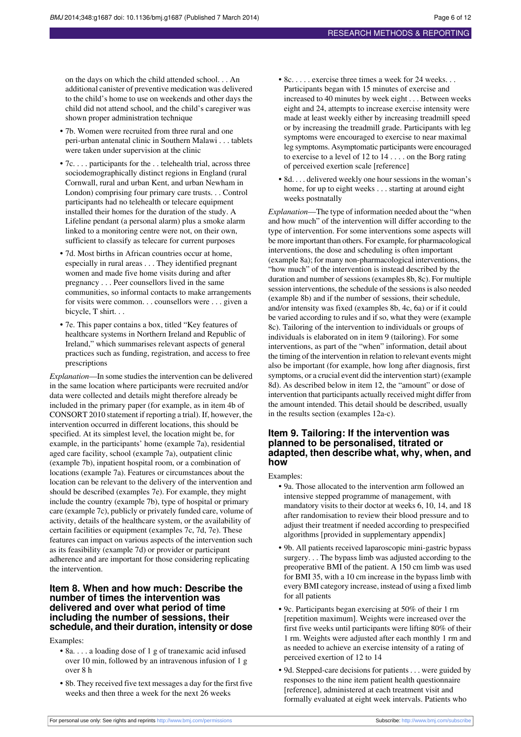on the days on which the child attended school. . . An additional canister of preventive medication was delivered to the child's home to use on weekends and other days the child did not attend school, and the child's caregiver was shown proper administration technique

- 7b. Women were recruited from three rural and one peri-urban antenatal clinic in Southern Malawi . . . tablets were taken under supervision at the clinic
- 7c. . . . participants for the . . telehealth trial, across three sociodemographically distinct regions in England (rural Cornwall, rural and urban Kent, and urban Newham in London) comprising four primary care trusts. . . Control participants had no telehealth or telecare equipment installed their homes for the duration of the study. A Lifeline pendant (a personal alarm) plus a smoke alarm linked to a monitoring centre were not, on their own, sufficient to classify as telecare for current purposes
- 7d. Most births in African countries occur at home, especially in rural areas . . . They identified pregnant women and made five home visits during and after pregnancy . . . Peer counsellors lived in the same communities, so informal contacts to make arrangements for visits were common. . . counsellors were . . . given a bicycle, T shirt. . .
- 7e. This paper contains a box, titled "Key features of healthcare systems in Northern Ireland and Republic of Ireland," which summarises relevant aspects of general practices such as funding, registration, and access to free prescriptions

*Explanation*—In some studies the intervention can be delivered in the same location where participants were recruited and/or data were collected and details might therefore already be included in the primary paper (for example, as in item 4b of CONSORT 2010 statement if reporting a trial). If, however, the intervention occurred in different locations, this should be specified. At its simplest level, the location might be, for example, in the participants' home (example 7a), residential aged care facility, school (example 7a), outpatient clinic (example 7b), inpatient hospital room, or a combination of locations (example 7a). Features or circumstances about the location can be relevant to the delivery of the intervention and should be described (examples 7e). For example, they might include the country (example 7b), type of hospital or primary care (example 7c), publicly or privately funded care, volume of activity, details of the healthcare system, or the availability of certain facilities or equipment (examples 7c, 7d, 7e). These features can impact on various aspects of the intervention such as its feasibility (example 7d) or provider or participant adherence and are important for those considering replicating the intervention.

## Item 8. When and how much: Describe the number of times the intervention was delivered and over what period of time including the number of sessions, their schedule, and their duration, intensity or dose

Examples:

- 8a. . . . a loading dose of 1 g of tranexamic acid infused over 10 min, followed by an intravenous infusion of 1 g over 8 h
- 8b. They received five text messages a day for the first five weeks and then three a week for the next 26 weeks
- 8c. . . . . exercise three times a week for 24 weeks. . . Participants began with 15 minutes of exercise and increased to 40 minutes by week eight . . . Between weeks eight and 24, attempts to increase exercise intensity were made at least weekly either by increasing treadmill speed or by increasing the treadmill grade. Participants with leg symptoms were encouraged to exercise to near maximal leg symptoms. Asymptomatic participants were encouraged to exercise to a level of 12 to 14 . . . . on the Borg rating of perceived exertion scale [reference]
- 8d. . . . delivered weekly one hour sessions in the woman's home, for up to eight weeks . . . starting at around eight weeks postnatally

*Explanation*—The type of information needed about the "when and how much" of the intervention will differ according to the type of intervention. For some interventions some aspects will be more important than others. For example, for pharmacological interventions, the dose and scheduling is often important (example 8a); for many non-pharmacological interventions, the "how much" of the intervention is instead described by the duration and number of sessions (examples 8b, 8c). For multiple session interventions, the schedule of the sessions is also needed (example 8b) and if the number of sessions, their schedule, and/or intensity was fixed (examples 8b, 4c, 6a) or if it could be varied according to rules and if so, what they were (example 8c). Tailoring of the intervention to individuals or groups of individuals is elaborated on in item 9 (tailoring). For some interventions, as part of the "when" information, detail about the timing of the intervention in relation to relevant events might also be important (for example, how long after diagnosis, first symptoms, or a crucial event did the intervention start) (example 8d). As described below in item 12, the "amount" or dose of intervention that participants actually received might differ from the amount intended. This detail should be described, usually in the results section (examples 12a-c).

## Item 9. Tailoring: If the intervention was planned to be personalised, titrated or adapted, then describe what, why, when, and how

Examples:

- 9a. Those allocated to the intervention arm followed an intensive stepped programme of management, with mandatory visits to their doctor at weeks 6, 10, 14, and 18 after randomisation to review their blood pressure and to adjust their treatment if needed according to prespecified algorithms [provided in supplementary appendix]
- 9b. All patients received laparoscopic mini-gastric bypass surgery. . . The bypass limb was adjusted according to the preoperative BMI of the patient. A 150 cm limb was used for BMI 35, with a 10 cm increase in the bypass limb with every BMI category increase, instead of using a fixed limb for all patients
- 9c. Participants began exercising at 50% of their 1 rm [repetition maximum]. Weights were increased over the first five weeks until participants were lifting 80% of their 1 rm. Weights were adjusted after each monthly 1 rm and as needed to achieve an exercise intensity of a rating of perceived exertion of 12 to 14
- 9d. Stepped-care decisions for patients . . . were guided by responses to the nine item patient health questionnaire [reference], administered at each treatment visit and formally evaluated at eight week intervals. Patients who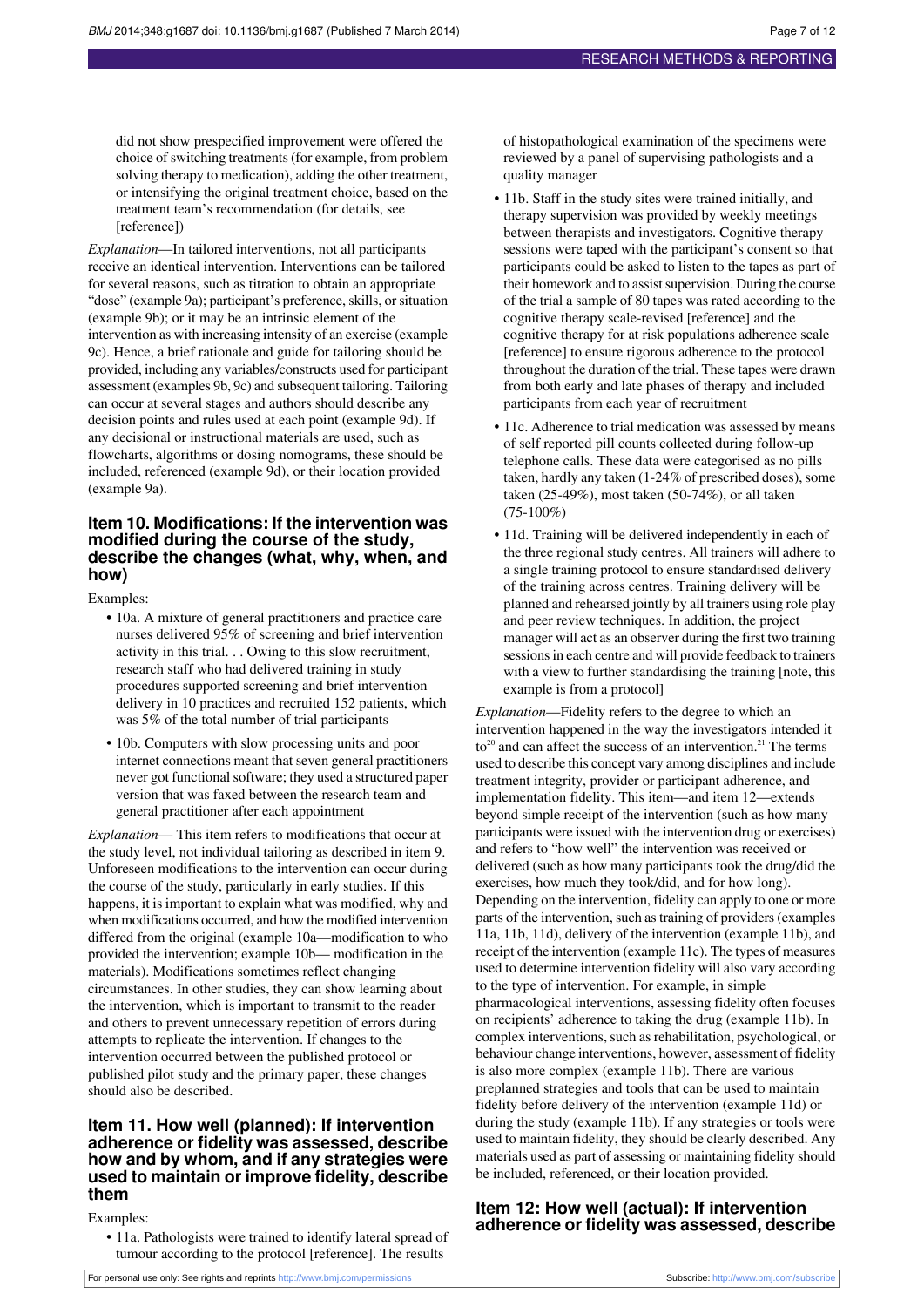did not show prespecified improvement were offered the choice of switching treatments (for example, from problem solving therapy to medication), adding the other treatment, or intensifying the original treatment choice, based on the treatment team's recommendation (for details, see [reference])

*Explanation*—In tailored interventions, not all participants receive an identical intervention. Interventions can be tailored for several reasons, such as titration to obtain an appropriate "dose" (example 9a); participant's preference, skills, or situation (example 9b); or it may be an intrinsic element of the intervention as with increasing intensity of an exercise (example 9c). Hence, a brief rationale and guide for tailoring should be provided, including any variables/constructs used for participant assessment (examples 9b, 9c) and subsequent tailoring. Tailoring can occur at several stages and authors should describe any decision points and rules used at each point (example 9d). If any decisional or instructional materials are used, such as flowcharts, algorithms or dosing nomograms, these should be included, referenced (example 9d), or their location provided (example 9a).

## Item 10. Modifications: If the intervention was modified during the course of the study, describe the changes (what, why, when, and how)

Examples:

- 10a. A mixture of general practitioners and practice care nurses delivered 95% of screening and brief intervention activity in this trial. . . Owing to this slow recruitment, research staff who had delivered training in study procedures supported screening and brief intervention delivery in 10 practices and recruited 152 patients, which was 5% of the total number of trial participants
- 10b. Computers with slow processing units and poor internet connections meant that seven general practitioners never got functional software; they used a structured paper version that was faxed between the research team and general practitioner after each appointment

*Explanation*— This item refers to modifications that occur at the study level, not individual tailoring as described in item 9. Unforeseen modifications to the intervention can occur during the course of the study, particularly in early studies. If this happens, it is important to explain what was modified, why and when modifications occurred, and how the modified intervention differed from the original (example 10a—modification to who provided the intervention; example 10b— modification in the materials). Modifications sometimes reflect changing circumstances. In other studies, they can show learning about the intervention, which is important to transmit to the reader and others to prevent unnecessary repetition of errors during attempts to replicate the intervention. If changes to the intervention occurred between the published protocol or published pilot study and the primary paper, these changes should also be described.

## Item 11. How well (planned): If intervention adherence or fidelity was assessed, describe how and by whom, and if any strategies were used to maintain or improve fidelity, describe them

Examples:

- 11a. Pathologists were trained to identify lateral spread of tumour according to the protocol [reference]. The results of histopathological examination of the specimens were reviewed by a panel of supervising pathologists and a quality manager
- 11b. Staff in the study sites were trained initially, and therapy supervision was provided by weekly meetings between therapists and investigators. Cognitive therapy sessions were taped with the participant's consent so that participants could be asked to listen to the tapes as part of their homework and to assist supervision. During the course of the trial a sample of 80 tapes was rated according to the cognitive therapy scale-revised [reference] and the cognitive therapy for at risk populations adherence scale [reference] to ensure rigorous adherence to the protocol throughout the duration of the trial. These tapes were drawn from both early and late phases of therapy and included participants from each year of recruitment
- 11c. Adherence to trial medication was assessed by means of self reported pill counts collected during follow-up telephone calls. These data were categorised as no pills taken, hardly any taken (1-24% of prescribed doses), some taken (25-49%), most taken (50-74%), or all taken (75-100%)
- 11d. Training will be delivered independently in each of the three regional study centres. All trainers will adhere to a single training protocol to ensure standardised delivery of the training across centres. Training delivery will be planned and rehearsed jointly by all trainers using role play and peer review techniques. In addition, the project manager will act as an observer during the first two training sessions in each centre and will provide feedback to trainers with a view to further standardising the training [note, this example is from a protocol]

*Explanation*—Fidelity refers to the degree to which an intervention happened in the way the investigators intended it to[20] and can affect the success of an intervention.[21] The terms used to describe this concept vary among disciplines and include treatment integrity, provider or participant adherence, and implementation fidelity. This item—and item 12—extends beyond simple receipt of the intervention (such as how many participants were issued with the intervention drug or exercises) and refers to "how well" the intervention was received or delivered (such as how many participants took the drug/did the exercises, how much they took/did, and for how long). Depending on the intervention, fidelity can apply to one or more parts of the intervention, such as training of providers (examples 11a, 11b, 11d), delivery of the intervention (example 11b), and receipt of the intervention (example 11c). The types of measures used to determine intervention fidelity will also vary according to the type of intervention. For example, in simple pharmacological interventions, assessing fidelity often focuses on recipients' adherence to taking the drug (example 11b). In complex interventions, such as rehabilitation, psychological, or behaviour change interventions, however, assessment of fidelity is also more complex (example 11b). There are various preplanned strategies and tools that can be used to maintain fidelity before delivery of the intervention (example 11d) or during the study (example 11b). If any strategies or tools were used to maintain fidelity, they should be clearly described. Any materials used as part of assessing or maintaining fidelity should be included, referenced, or their location provided.

## Item 12: How well (actual): If intervention adherence or fidelity was assessed, describe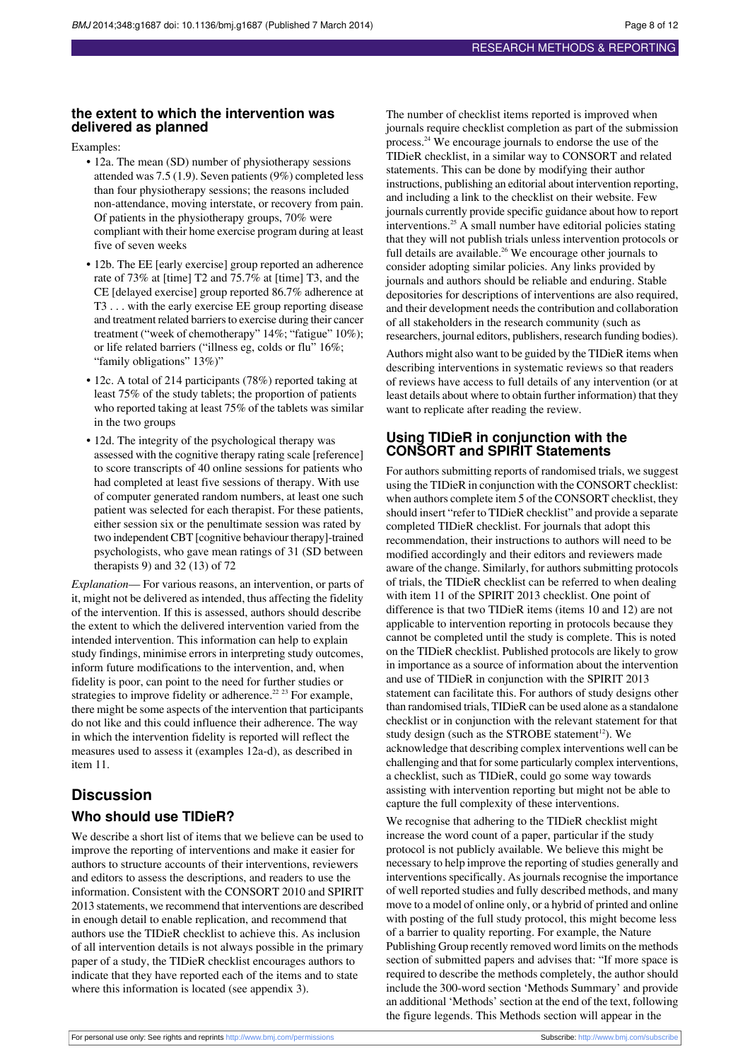### the extent to which the intervention was delivered as planned

Examples:

- 12a. The mean (SD) number of physiotherapy sessions attended was 7.5 (1.9). Seven patients (9%) completed less than four physiotherapy sessions; the reasons included non-attendance, moving interstate, or recovery from pain. Of patients in the physiotherapy groups, 70% were compliant with their home exercise program during at least five of seven weeks
- 12b. The EE [early exercise] group reported an adherence rate of 73% at [time] T2 and 75.7% at [time] T3, and the CE [delayed exercise] group reported 86.7% adherence at T3 . . . with the early exercise EE group reporting disease and treatment related barriers to exercise during their cancer treatment ("week of chemotherapy" 14%; "fatigue" 10%); or life related barriers ("illness eg, colds or flu" 16%; "family obligations" 13%)"
- 12c. A total of 214 participants (78%) reported taking at least 75% of the study tablets; the proportion of patients who reported taking at least 75% of the tablets was similar in the two groups
- 12d. The integrity of the psychological therapy was assessed with the cognitive therapy rating scale [reference] to score transcripts of 40 online sessions for patients who had completed at least five sessions of therapy. With use of computer generated random numbers, at least one such patient was selected for each therapist. For these patients, either session six or the penultimate session was rated by two independent CBT [cognitive behaviour therapy]-trained psychologists, who gave mean ratings of 31 (SD between therapists 9) and 32 (13) of 72

*Explanation*— For various reasons, an intervention, or parts of it, might not be delivered as intended, thus affecting the fidelity of the intervention. If this is assessed, authors should describe the extent to which the delivered intervention varied from the intended intervention. This information can help to explain study findings, minimise errors in interpreting study outcomes, inform future modifications to the intervention, and, when fidelity is poor, can point to the need for further studies or strategies to improve fidelity or adherence.[22 23] For example, there might be some aspects of the intervention that participants do not like and this could influence their adherence. The way in which the intervention fidelity is reported will reflect the measures used to assess it (examples 12a-d), as described in item 11.

## Discussion

### Who should use TIDieR?

We describe a short list of items that we believe can be used to improve the reporting of interventions and make it easier for authors to structure accounts of their interventions, reviewers and editors to assess the descriptions, and readers to use the information. Consistent with the CONSORT 2010 and SPIRIT 2013 statements, we recommend that interventions are described in enough detail to enable replication, and recommend that authors use the TIDieR checklist to achieve this. As inclusion of all intervention details is not always possible in the primary paper of a study, the TIDieR checklist encourages authors to indicate that they have reported each of the items and to state where this information is located (see appendix 3).

The number of checklist items reported is improved when journals require checklist completion as part of the submission process.[24] We encourage journals to endorse the use of the TIDieR checklist, in a similar way to CONSORT and related statements. This can be done by modifying their author instructions, publishing an editorial about intervention reporting, and including a link to the checklist on their website. Few journals currently provide specific guidance about how to report interventions.[25] A small number have editorial policies stating that they will not publish trials unless intervention protocols or full details are available.[26] We encourage other journals to consider adopting similar policies. Any links provided by journals and authors should be reliable and enduring. Stable depositories for descriptions of interventions are also required, and their development needs the contribution and collaboration of all stakeholders in the research community (such as researchers, journal editors, publishers, research funding bodies).

Authors might also want to be guided by the TIDieR items when describing interventions in systematic reviews so that readers of reviews have access to full details of any intervention (or at least details about where to obtain further information) that they want to replicate after reading the review.

### Using TIDieR in conjunction with the CONSORT and SPIRIT Statements

For authors submitting reports of randomised trials, we suggest using the TIDieR in conjunction with the CONSORT checklist: when authors complete item 5 of the CONSORT checklist, they should insert "refer to TIDieR checklist" and provide a separate completed TIDieR checklist. For journals that adopt this recommendation, their instructions to authors will need to be modified accordingly and their editors and reviewers made aware of the change. Similarly, for authors submitting protocols of trials, the TIDieR checklist can be referred to when dealing with item 11 of the SPIRIT 2013 checklist. One point of difference is that two TIDieR items (items 10 and 12) are not applicable to intervention reporting in protocols because they cannot be completed until the study is complete. This is noted on the TIDieR checklist. Published protocols are likely to grow in importance as a source of information about the intervention and use of TIDieR in conjunction with the SPIRIT 2013 statement can facilitate this. For authors of study designs other than randomised trials, TIDieR can be used alone as a standalone checklist or in conjunction with the relevant statement for that study design (such as the STROBE statement[12]). We acknowledge that describing complex interventions well can be challenging and that for some particularly complex interventions, a checklist, such as TIDieR, could go some way towards assisting with intervention reporting but might not be able to capture the full complexity of these interventions.

We recognise that adhering to the TIDieR checklist might increase the word count of a paper, particular if the study protocol is not publicly available. We believe this might be necessary to help improve the reporting of studies generally and interventions specifically. As journals recognise the importance of well reported studies and fully described methods, and many move to a model of online only, or a hybrid of printed and online with posting of the full study protocol, this might become less of a barrier to quality reporting. For example, the Nature Publishing Group recently removed word limits on the methods section of submitted papers and advises that: "If more space is required to describe the methods completely, the author should include the 300-word section 'Methods Summary' and provide an additional 'Methods' section at the end of the text, following the figure legends. This Methods section will appear in the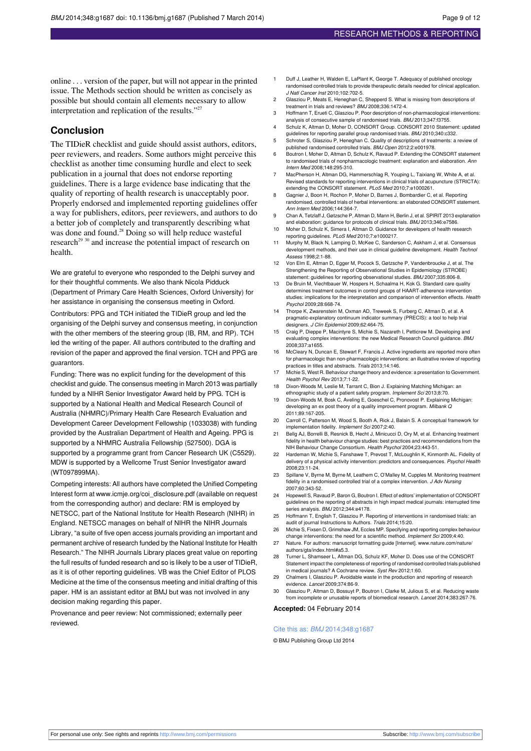online . . . version of the paper, but will not appear in the printed issue. The Methods section should be written as concisely as possible but should contain all elements necessary to allow interpretation and replication of the results."[27]

## Conclusion

The TIDieR checklist and guide should assist authors, editors, peer reviewers, and readers. Some authors might perceive this checklist as another time consuming hurdle and elect to seek publication in a journal that does not endorse reporting guidelines. There is a large evidence base indicating that the quality of reporting of health research is unacceptably poor. Properly endorsed and implemented reporting guidelines offer a way for publishers, editors, peer reviewers, and authors to do a better job of completely and transparently describing what was done and found.[28] Doing so will help reduce wasteful research[29] [30] and increase the potential impact of research on health.

We are grateful to everyone who responded to the Delphi survey and for their thoughtful comments. We also thank Nicola Pidduck (Department of Primary Care Health Sciences, Oxford University) for her assistance in organising the consensus meeting in Oxford.

Contributors: PPG and TCH initiated the TIDieR group and led the organising of the Delphi survey and consensus meeting, in conjunction with the other members of the steering group (IB, RM, and RP). TCH led the writing of the paper. All authors contributed to the drafting and revision of the paper and approved the final version. TCH and PPG are guarantors.

Funding: There was no explicit funding for the development of this checklist and guide. The consensus meeting in March 2013 was partially funded by a NIHR Senior Investigator Award held by PPG. TCH is supported by a National Health and Medical Research Council of Australia (NHMRC)/Primary Health Care Research Evaluation and Development Career Development Fellowship (1033038) with funding provided by the Australian Department of Health and Ageing. PPG is supported by a NHMRC Australia Fellowship (527500). DGA is supported by a programme grant from Cancer Research UK (C5529). MDW is supported by a Wellcome Trust Senior Investigator award (WT097899MA).

Competing interests: All authors have completed the Unified Competing Interest form at www.icmje.org/coi_disclosure.pdf (available on request from the corresponding author) and declare: RM is employed by NETSCC, part of the National Institute for Health Research (NIHR) in England. NETSCC manages on behalf of NIHR the NIHR Journals Library, "a suite of five open access journals providing an important and permanent archive of research funded by the National Institute for Health Research." The NIHR Journals Library places great value on reporting the full results of funded research and so is likely to be a user of TIDieR, as it is of other reporting guidelines. VB was the Chief Editor of PLOS Medicine at the time of the consensus meeting and initial drafting of this paper. HM is an assistant editor at BMJ but was not involved in any decision making regarding this paper.

Provenance and peer review: Not commissioned; externally peer reviewed.

1. Duff J, Leather H, Walden E, LaPlant K, George T. Adequacy of published oncology randomised controlled trials to provide therapeutic details needed for clinical application. *J Natl Cancer Inst* 2010;102:702-5.
2. Glasziou P, Meats E, Heneghan C, Shepperd S. What is missing from descriptions of treatment in trials and reviews? *BMJ* 2008;336:1472-4.
3. Hoffmann T, Erueti C, Glasziou P. Poor description of non-pharmacological interventions: analysis of consecutive sample of randomised trials. *BMJ* 2013;347:f3755.
4. Schulz K, Altman D, Moher D, CONSORT Group. CONSORT 2010 Statement: updated guidelines for reporting parallel group randomised trials. *BMJ* 2010;340:c332.
5. Schroter S, Glasziou P, Heneghan C. Quality of descriptions of treatments: a review of published randomised controlled trials. *BMJ Open* 2012;2:e001978.
6. Boutron I, Moher D, Altman D, Schulz K, Ravaud P. Extending the CONSORT statement to randomised trials of nonpharmacologic treatment: explanation and elaboration. *Ann Intern Med* 2008;148:295-310.
7. MacPherson H, Altman DG, Hammerschlag R, Youping L, Taixiang W, White A, et al. Revised standards for reporting interventions in clinical trials of acupuncture (STRICTA): extending the CONSORT statement. *PLoS Med* 2010;7:e1000261.
8. Gagnier J, Boon H, Rochon P, Moher D, Barnes J, Bombardier C, et al. Reporting randomised, controlled trials of herbal interventions: an elaborated CONSORT statement. *Ann Intern Med* 2006;144:364-7.
9. Chan A, Tetzlaff J, Gøtzsche P, Altman D, Mann H, Berlin J, et al. SPIRIT 2013 explanation and elaboration: guidance for protocols of clinical trials. *BMJ* 2013;346:e7586.
10. Moher D, Schulz K, Simera I, Altman D. Guidance for developers of health research reporting guidelines. *PLoS Med* 2010;7:e1000217.
11. Murphy M, Black N, Lamping D, McKee C, Sanderson C, Askham J, et al. Consensus development methods, and their use in clinical guideline development. *Health Technol Assess* 1998;2:1-88.
12. Von Elm E, Altman D, Egger M, Pocock S, Gøtzsche P, Vandenbroucke J, et al. The Strengthening the Reporting of Observational Studies in Epidemiology (STROBE) statement: guidelines for reporting observational studies. *BMJ* 2007;335:806-8.
13. De Bruin M, Viechtbauer W, Hospers H, Schaalma H, Kok G. Standard care quality determines treatment outcomes in control groups of HAART-adherence intervention studies: implications for the interpretation and comparison of intervention effects. *Health Psychol* 2009;28:668-74.
14. Thorpe K, Zwarenstein M, Oxman AD, Treweek S, Furberg C, Altman D, et al. A pragmatic-explanatory continuum indicator summary (PRECIS): a tool to help trial designers. *J Clin Epidemiol* 2009;62:464-75.
15. Craig P, Dieppe P, Macintyre S, Michie S, Nazareth I, Petticrew M. Developing and evaluating complex interventions: the new Medical Research Council guidance. *BMJ* 2008;337:a1655.
16. McCleary N, Duncan E, Stewart F, Francis J. Active ingredients are reported more often for pharmacologic than non-pharmacologic interventions: an illustrative review of reporting practices in titles and abstracts. *Trials* 2013;14:146.
17. Michie S, West R. Behaviour change theory and evidence: a presentation to Government. *Health Psychol Rev* 2013;7:1-22.
18. Dixon-Woods M, Leslie M, Tarrant C, Bion J. Explaining Matching Michigan: an ethnographic study of a patient safety program. *Implement Sci* 2013;8:70.
19. Dixon-Woods M, Bosk C, Aveling E, Goeschel C, Pronovost P. Explaining Michigan: developing an ex post theory of a quality improvement program. *Milbank Q* 2011;89:167-205.
20. Carroll C, Patterson M, Wood S, Booth A, Rick J, Balain S. A conceptual framework for implementation fidelity. *Implement Sci* 2007;2:40.
21. Bellg AJ, Borrelli B, Resnick B, Hecht J, Minicucci D, Ory M, et al. Enhancing treatment fidelity in health behaviour change studies: best practices and recommendations from the NIH Behaviour Change Consortium. *Health Psychol* 2004;23:443-51.
22. Hardeman W, Michie S, Fanshawe T, Prevost T, McLoughlin K, Kinmonth AL. Fidelity of delivery of a physical activity intervention: predictors and consequences. *Psychol Health* 2008;23:11-24.
23. Spillane V, Byrne M, Byrne M, Leathem C, O'Malley M, Cupples M. Monitoring treatment fidelity in a randomised controlled trial of a complex intervention. *J Adv Nursing* 2007;60:343-52.
24. Hopewell S, Ravaud P, Baron G, Boutron I. Effect of editors' implementation of CONSORT guidelines on the reporting of abstracts in high impact medical journals: interrupted time series analysis. *BMJ* 2012;344:e4178.
25. Hoffmann T, English T, Glasziou P. Reporting of interventions in randomised trials: an audit of journal Instructions to Authors. *Trials* 2014;15:20.
26. Michie S, Fixsen D, Grimshaw JM, Eccles MP. Specifying and reporting complex behaviour change interventions: the need for a scientific method. *Implement Sci* 2009;4:40.
27. Nature. For authors: manuscript formatting guide [Internet]. www.nature.com/nature/authors/gta/index.html#a5.3.
28. Turner L, Shamseer L, Altman DG, Schulz KF, Moher D. Does use of the CONSORT Statement impact the completeness of reporting of randomised controlled trials published in medical journals? A Cochrane review. *Syst Rev* 2012;1:60.
29. Chalmers I, Glasziou P. Avoidable waste in the production and reporting of research evidence. *Lancet* 2009;374:86-9.
30. Glasziou P, Altman D, Bossuyt P, Boutron I, Clarke M, Julious S, et al. Reducing waste from incomplete or unusable reports of biomedical research. *Lancet* 2014;383:267-76.

**Accepted:** 04 February 2014

Cite this as: *BMJ* 2014;348:g1687

© BMJ Publishing Group Ltd 2014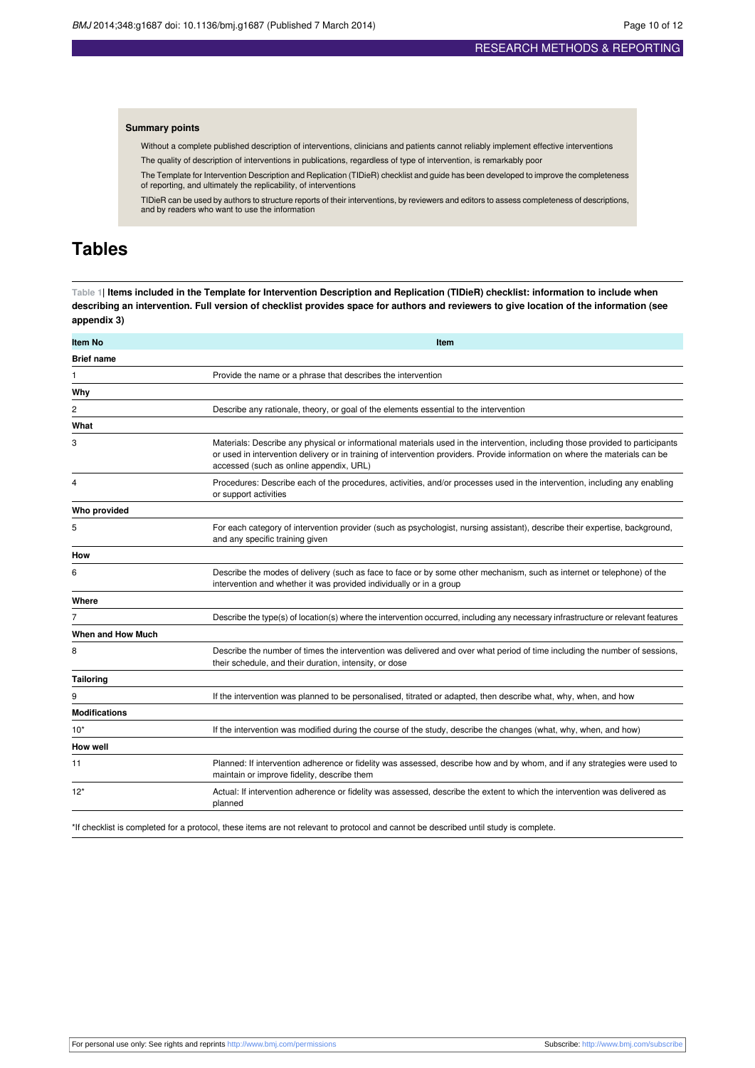**Summary points**

Without a complete published description of interventions, clinicians and patients cannot reliably implement effective interventions

The quality of description of interventions in publications, regardless of type of intervention, is remarkably poor

The Template for Intervention Description and Replication (TIDieR) checklist and guide has been developed to improve the completeness of reporting, and ultimately the replicability, of interventions

TIDieR can be used by authors to structure reports of their interventions, by reviewers and editors to assess completeness of descriptions, and by readers who want to use the information

# Tables

Table 1| **Items included in the Template for Intervention Description and Replication (TIDieR) checklist: information to include when describing an intervention. Full version of checklist provides space for authors and reviewers to give location of the information (see appendix 3)**

| Item No | Item |
|---|---|
| **Brief name** | |
| 1 | Provide the name or a phrase that describes the intervention |
| **Why** | |
| 2 | Describe any rationale, theory, or goal of the elements essential to the intervention |
| **What** | |
| 3 | Materials: Describe any physical or informational materials used in the intervention, including those provided to participants or used in intervention delivery or in training of intervention providers. Provide information on where the materials can be accessed (such as online appendix, URL) |
| 4 | Procedures: Describe each of the procedures, activities, and/or processes used in the intervention, including any enabling or support activities |
| **Who provided** | |
| 5 | For each category of intervention provider (such as psychologist, nursing assistant), describe their expertise, background, and any specific training given |
| **How** | |
| 6 | Describe the modes of delivery (such as face to face or by some other mechanism, such as internet or telephone) of the intervention and whether it was provided individually or in a group |
| **Where** | |
| 7 | Describe the type(s) of location(s) where the intervention occurred, including any necessary infrastructure or relevant features |
| **When and How Much** | |
| 8 | Describe the number of times the intervention was delivered and over what period of time including the number of sessions, their schedule, and their duration, intensity, or dose |
| **Tailoring** | |
| 9 | If the intervention was planned to be personalised, titrated or adapted, then describe what, why, when, and how |
| **Modifications** | |
| 10* | If the intervention was modified during the course of the study, describe the changes (what, why, when, and how) |
| **How well** | |
| 11 | Planned: If intervention adherence or fidelity was assessed, describe how and by whom, and if any strategies were used to maintain or improve fidelity, describe them |
| 12* | Actual: If intervention adherence or fidelity was assessed, describe the extent to which the intervention was delivered as planned |

*If checklist is completed for a protocol, these items are not relevant to protocol and cannot be described until study is complete.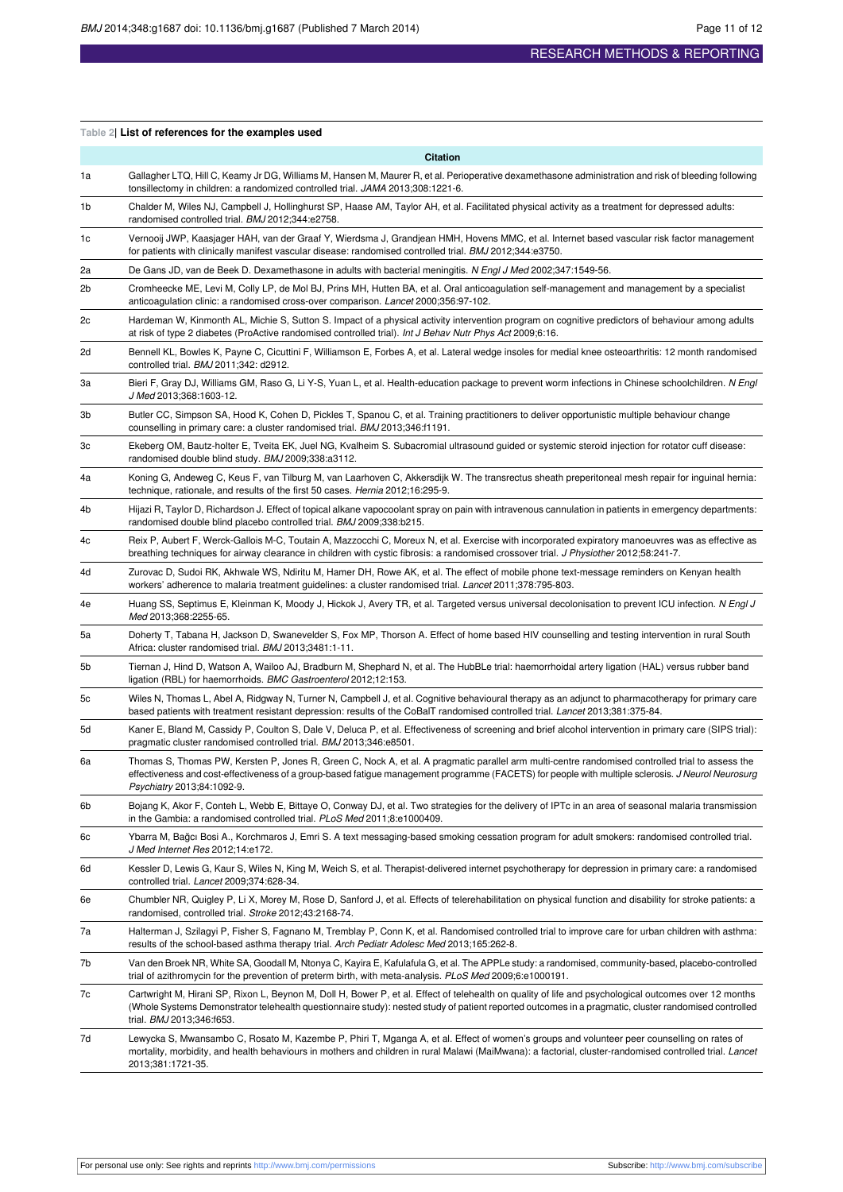Table 2| **List of references for the examples used**

| | Citation |
|---|---|
| 1a | Gallagher LTQ, Hill C, Keamy Jr DG, Williams M, Hansen M, Maurer R, et al. Perioperative dexamethasone administration and risk of bleeding following tonsillectomy in children: a randomized controlled trial. *JAMA* 2013;308:1221-6. |
| 1b | Chalder M, Wiles NJ, Campbell J, Hollinghurst SP, Haase AM, Taylor AH, et al. Facilitated physical activity as a treatment for depressed adults: randomised controlled trial. *BMJ* 2012;344:e2758. |
| 1c | Vernooij JWP, Kaasjager HAH, van der Graaf Y, Wierdsma J, Grandjean HMH, Hovens MMC, et al. Internet based vascular risk factor management for patients with clinically manifest vascular disease: randomised controlled trial. *BMJ* 2012;344:e3750. |
| 2a | De Gans JD, van de Beek D. Dexamethasone in adults with bacterial meningitis. *N Engl J Med* 2002;347:1549-56. |
| 2b | Cromheecke ME, Levi M, Colly LP, de Mol BJ, Prins MH, Hutten BA, et al. Oral anticoagulation self-management and management by a specialist anticoagulation clinic: a randomised cross-over comparison. *Lancet* 2000;356:97-102. |
| 2c | Hardeman W, Kinmonth AL, Michie S, Sutton S. Impact of a physical activity intervention program on cognitive predictors of behaviour among adults at risk of type 2 diabetes (ProActive randomised controlled trial). *Int J Behav Nutr Phys Act* 2009;6:16. |
| 2d | Bennell KL, Bowles K, Payne C, Cicuttini F, Williamson E, Forbes A, et al. Lateral wedge insoles for medial knee osteoarthritis: 12 month randomised controlled trial. *BMJ* 2011;342: d2912. |
| 3a | Bieri F, Gray DJ, Williams GM, Raso G, Li Y-S, Yuan L, et al. Health-education package to prevent worm infections in Chinese schoolchildren. *N Engl J Med* 2013;368:1603-12. |
| 3b | Butler CC, Simpson SA, Hood K, Cohen D, Pickles T, Spanou C, et al. Training practitioners to deliver opportunistic multiple behaviour change counselling in primary care: a cluster randomised trial. *BMJ* 2013;346:f1191. |
| 3c | Ekeberg OM, Bautz-holter E, Tveita EK, Juel NG, Kvalheim S. Subacromial ultrasound guided or systemic steroid injection for rotator cuff disease: randomised double blind study. *BMJ* 2009;338:a3112. |
| 4a | Koning G, Andeweg C, Keus F, van Tilburg M, van Laarhoven C, Akkersdijk W. The transrectus sheath preperitoneal mesh repair for inguinal hernia: technique, rationale, and results of the first 50 cases. *Hernia* 2012;16:295-9. |
| 4b | Hijazi R, Taylor D, Richardson J. Effect of topical alkane vapocoolant spray on pain with intravenous cannulation in patients in emergency departments: randomised double blind placebo controlled trial. *BMJ* 2009;338:b215. |
| 4c | Reix P, Aubert F, Werck-Gallois M-C, Toutain A, Mazzocchi C, Moreux N, et al. Exercise with incorporated expiratory manoeuvres was as effective as breathing techniques for airway clearance in children with cystic fibrosis: a randomised crossover trial. *J Physiother* 2012;58:241-7. |
| 4d | Zurovac D, Sudoi RK, Akhwale WS, Ndiritu M, Hamer DH, Rowe AK, et al. The effect of mobile phone text-message reminders on Kenyan health workers' adherence to malaria treatment guidelines: a cluster randomised trial. *Lancet* 2011;378:795-803. |
| 4e | Huang SS, Septimus E, Kleinman K, Moody J, Hickok J, Avery TR, et al. Targeted versus universal decolonisation to prevent ICU infection. *N Engl J Med* 2013;368:2255-65. |
| 5a | Doherty T, Tabana H, Jackson D, Swanevelder S, Fox MP, Thorson A. Effect of home based HIV counselling and testing intervention in rural South Africa: cluster randomised trial. *BMJ* 2013;3481:1-11. |
| 5b | Tiernan J, Hind D, Watson A, Wailoo AJ, Bradburn M, Shephard N, et al. The HubBLe trial: haemorrhoidal artery ligation (HAL) versus rubber band ligation (RBL) for haemorrhoids. *BMC Gastroenterol* 2012;12:153. |
| 5c | Wiles N, Thomas L, Abel A, Ridgway N, Turner N, Campbell J, et al. Cognitive behavioural therapy as an adjunct to pharmacotherapy for primary care based patients with treatment resistant depression: results of the CoBalT randomised controlled trial. *Lancet* 2013;381:375-84. |
| 5d | Kaner E, Bland M, Cassidy P, Coulton S, Dale V, Deluca P, et al. Effectiveness of screening and brief alcohol intervention in primary care (SIPS trial): pragmatic cluster randomised controlled trial. *BMJ* 2013;346:e8501. |
| 6a | Thomas S, Thomas PW, Kersten P, Jones R, Green C, Nock A, et al. A pragmatic parallel arm multi-centre randomised controlled trial to assess the effectiveness and cost-effectiveness of a group-based fatigue management programme (FACETS) for people with multiple sclerosis. *J Neurol Neurosurg Psychiatry* 2013;84:1092-9. |
| 6b | Bojang K, Akor F, Conteh L, Webb E, Bittaye O, Conway DJ, et al. Two strategies for the delivery of IPTc in an area of seasonal malaria transmission in the Gambia: a randomised controlled trial. *PLoS Med* 2011;8:e1000409. |
| 6c | Ybarra M, Bağcı Bosi A., Korchmaros J, Emri S. A text messaging-based smoking cessation program for adult smokers: randomised controlled trial. *J Med Internet Res* 2012;14:e172. |
| 6d | Kessler D, Lewis G, Kaur S, Wiles N, King M, Weich S, et al. Therapist-delivered internet psychotherapy for depression in primary care: a randomised controlled trial. *Lancet* 2009;374:628-34. |
| 6e | Chumbler NR, Quigley P, Li X, Morey M, Rose D, Sanford J, et al. Effects of telerehabilitation on physical function and disability for stroke patients: a randomised, controlled trial. *Stroke* 2012;43:2168-74. |
| 7a | Halterman J, Szilagyi P, Fisher S, Fagnano M, Tremblay P, Conn K, et al. Randomised controlled trial to improve care for urban children with asthma: results of the school-based asthma therapy trial. *Arch Pediatr Adolesc Med* 2013;165:262-8. |
| 7b | Van den Broek NR, White SA, Goodall M, Ntonya C, Kayira E, Kafulafula G, et al. The APPLe study: a randomised, community-based, placebo-controlled trial of azithromycin for the prevention of preterm birth, with meta-analysis. *PLoS Med* 2009;6:e1000191. |
| 7c | Cartwright M, Hirani SP, Rixon L, Beynon M, Doll H, Bower P, et al. Effect of telehealth on quality of life and psychological outcomes over 12 months (Whole Systems Demonstrator telehealth questionnaire study): nested study of patient reported outcomes in a pragmatic, cluster randomised controlled trial. *BMJ* 2013;346:f653. |
| 7d | Lewycka S, Mwansambo C, Rosato M, Kazembe P, Phiri T, Mganga A, et al. Effect of women's groups and volunteer peer counselling on rates of mortality, morbidity, and health behaviours in mothers and children in rural Malawi (MaiMwana): a factorial, cluster-randomised controlled trial. *Lancet* 2013;381:1721-35. |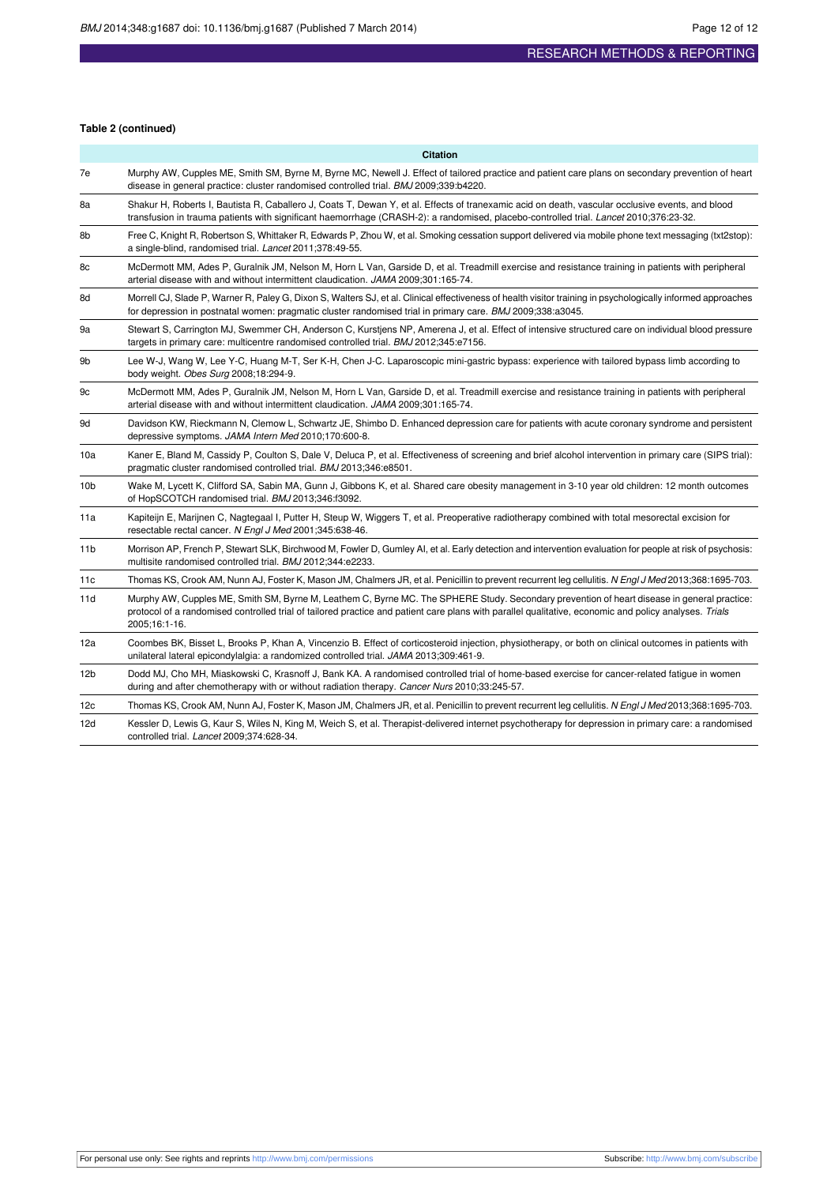**Table 2 (continued)**

| | Citation |
|---|---|
| 7e | Murphy AW, Cupples ME, Smith SM, Byrne M, Byrne MC, Newell J. Effect of tailored practice and patient care plans on secondary prevention of heart disease in general practice: cluster randomised controlled trial. *BMJ* 2009;339:b4220. |
| 8a | Shakur H, Roberts I, Bautista R, Caballero J, Coats T, Dewan Y, et al. Effects of tranexamic acid on death, vascular occlusive events, and blood transfusion in trauma patients with significant haemorrhage (CRASH-2): a randomised, placebo-controlled trial. *Lancet* 2010;376:23-32. |
| 8b | Free C, Knight R, Robertson S, Whittaker R, Edwards P, Zhou W, et al. Smoking cessation support delivered via mobile phone text messaging (txt2stop): a single-blind, randomised trial. *Lancet* 2011;378:49-55. |
| 8c | McDermott MM, Ades P, Guralnik JM, Nelson M, Horn L Van, Garside D, et al. Treadmill exercise and resistance training in patients with peripheral arterial disease with and without intermittent claudication. *JAMA* 2009;301:165-74. |
| 8d | Morrell CJ, Slade P, Warner R, Paley G, Dixon S, Walters SJ, et al. Clinical effectiveness of health visitor training in psychologically informed approaches for depression in postnatal women: pragmatic cluster randomised trial in primary care. *BMJ* 2009;338:a3045. |
| 9a | Stewart S, Carrington MJ, Swemmer CH, Anderson C, Kurstjens NP, Amerena J, et al. Effect of intensive structured care on individual blood pressure targets in primary care: multicentre randomised controlled trial. *BMJ* 2012;345:e7156. |
| 9b | Lee W-J, Wang W, Lee Y-C, Huang M-T, Ser K-H, Chen J-C. Laparoscopic mini-gastric bypass: experience with tailored bypass limb according to body weight. *Obes Surg* 2008;18:294-9. |
| 9c | McDermott MM, Ades P, Guralnik JM, Nelson M, Horn L Van, Garside D, et al. Treadmill exercise and resistance training in patients with peripheral arterial disease with and without intermittent claudication. *JAMA* 2009;301:165-74. |
| 9d | Davidson KW, Rieckmann N, Clemow L, Schwartz JE, Shimbo D. Enhanced depression care for patients with acute coronary syndrome and persistent depressive symptoms. *JAMA Intern Med* 2010;170:600-8. |
| 10a | Kaner E, Bland M, Cassidy P, Coulton S, Dale V, Deluca P, et al. Effectiveness of screening and brief alcohol intervention in primary care (SIPS trial): pragmatic cluster randomised controlled trial. *BMJ* 2013;346:e8501. |
| 10b | Wake M, Lycett K, Clifford SA, Sabin MA, Gunn J, Gibbons K, et al. Shared care obesity management in 3-10 year old children: 12 month outcomes of HopSCOTCH randomised trial. *BMJ* 2013;346:f3092. |
| 11a | Kapiteijn E, Marijnen C, Nagtegaal I, Putter H, Steup W, Wiggers T, et al. Preoperative radiotherapy combined with total mesorectal excision for resectable rectal cancer. *N Engl J Med* 2001;345:638-46. |
| 11b | Morrison AP, French P, Stewart SLK, Birchwood M, Fowler D, Gumley AI, et al. Early detection and intervention evaluation for people at risk of psychosis: multisite randomised controlled trial. *BMJ* 2012;344:e2233. |
| 11c | Thomas KS, Crook AM, Nunn AJ, Foster K, Mason JM, Chalmers JR, et al. Penicillin to prevent recurrent leg cellulitis. *N Engl J Med* 2013;368:1695-703. |
| 11d | Murphy AW, Cupples ME, Smith SM, Byrne M, Leathem C, Byrne MC. The SPHERE Study. Secondary prevention of heart disease in general practice: protocol of a randomised controlled trial of tailored practice and patient care plans with parallel qualitative, economic and policy analyses. *Trials* 2005;16:1-16. |
| 12a | Coombes BK, Bisset L, Brooks P, Khan A, Vincenzio B. Effect of corticosteroid injection, physiotherapy, or both on clinical outcomes in patients with unilateral lateral epicondylalgia: a randomized controlled trial. *JAMA* 2013;309:461-9. |
| 12b | Dodd MJ, Cho MH, Miaskowski C, Krasnoff J, Bank KA. A randomised controlled trial of home-based exercise for cancer-related fatigue in women during and after chemotherapy with or without radiation therapy. *Cancer Nurs* 2010;33:245-57. |
| 12c | Thomas KS, Crook AM, Nunn AJ, Foster K, Mason JM, Chalmers JR, et al. Penicillin to prevent recurrent leg cellulitis. *N Engl J Med* 2013;368:1695-703. |
| 12d | Kessler D, Lewis G, Kaur S, Wiles N, King M, Weich S, et al. Therapist-delivered internet psychotherapy for depression in primary care: a randomised controlled trial. *Lancet* 2009;374:628-34. |